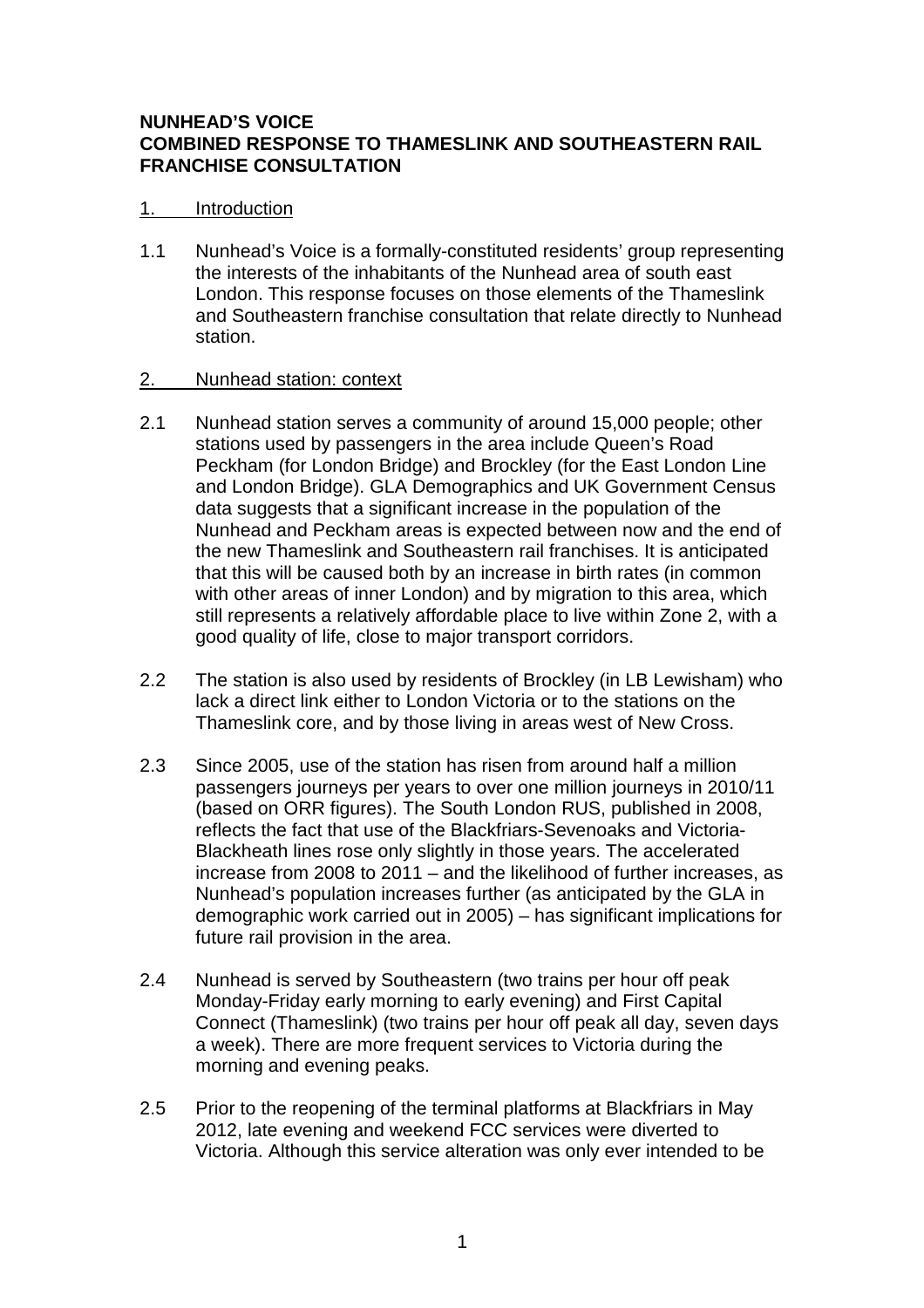**NUNHEAD'S VOICE**
**COMBINED RESPONSE TO THAMESLINK AND SOUTHEASTERN RAIL FRANCHISE CONSULTATION**

## 1. Introduction

1.1 Nunhead's Voice is a formally-constituted residents' group representing the interests of the inhabitants of the Nunhead area of south east London. This response focuses on those elements of the Thameslink and Southeastern franchise consultation that relate directly to Nunhead station.

## 2. Nunhead station: context

2.1 Nunhead station serves a community of around 15,000 people; other stations used by passengers in the area include Queen's Road Peckham (for London Bridge) and Brockley (for the East London Line and London Bridge). GLA Demographics and UK Government Census data suggests that a significant increase in the population of the Nunhead and Peckham areas is expected between now and the end of the new Thameslink and Southeastern rail franchises. It is anticipated that this will be caused both by an increase in birth rates (in common with other areas of inner London) and by migration to this area, which still represents a relatively affordable place to live within Zone 2, with a good quality of life, close to major transport corridors.

2.2 The station is also used by residents of Brockley (in LB Lewisham) who lack a direct link either to London Victoria or to the stations on the Thameslink core, and by those living in areas west of New Cross.

2.3 Since 2005, use of the station has risen from around half a million passengers journeys per years to over one million journeys in 2010/11 (based on ORR figures). The South London RUS, published in 2008, reflects the fact that use of the Blackfriars-Sevenoaks and Victoria-Blackheath lines rose only slightly in those years. The accelerated increase from 2008 to 2011 – and the likelihood of further increases, as Nunhead's population increases further (as anticipated by the GLA in demographic work carried out in 2005) – has significant implications for future rail provision in the area.

2.4 Nunhead is served by Southeastern (two trains per hour off peak Monday-Friday early morning to early evening) and First Capital Connect (Thameslink) (two trains per hour off peak all day, seven days a week). There are more frequent services to Victoria during the morning and evening peaks.

2.5 Prior to the reopening of the terminal platforms at Blackfriars in May 2012, late evening and weekend FCC services were diverted to Victoria. Although this service alteration was only ever intended to be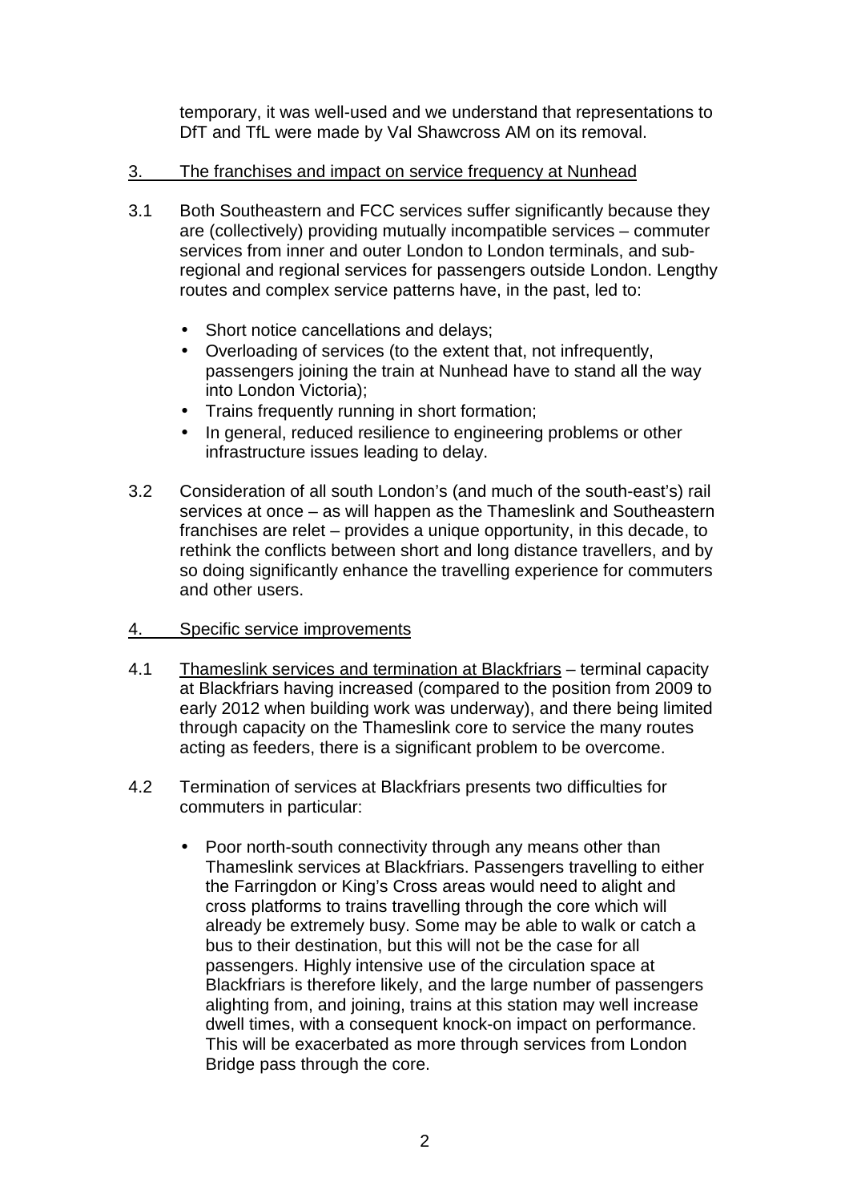temporary, it was well-used and we understand that representations to DfT and TfL were made by Val Shawcross AM on its removal.

## 3. The franchises and impact on service frequency at Nunhead

3.1 Both Southeastern and FCC services suffer significantly because they are (collectively) providing mutually incompatible services – commuter services from inner and outer London to London terminals, and sub-regional and regional services for passengers outside London. Lengthy routes and complex service patterns have, in the past, led to:

- Short notice cancellations and delays;
- Overloading of services (to the extent that, not infrequently, passengers joining the train at Nunhead have to stand all the way into London Victoria);
- Trains frequently running in short formation;
- In general, reduced resilience to engineering problems or other infrastructure issues leading to delay.

3.2 Consideration of all south London's (and much of the south-east's) rail services at once – as will happen as the Thameslink and Southeastern franchises are relet – provides a unique opportunity, in this decade, to rethink the conflicts between short and long distance travellers, and by so doing significantly enhance the travelling experience for commuters and other users.

## 4. Specific service improvements

4.1 Thameslink services and termination at Blackfriars – terminal capacity at Blackfriars having increased (compared to the position from 2009 to early 2012 when building work was underway), and there being limited through capacity on the Thameslink core to service the many routes acting as feeders, there is a significant problem to be overcome.

4.2 Termination of services at Blackfriars presents two difficulties for commuters in particular:

- Poor north-south connectivity through any means other than Thameslink services at Blackfriars. Passengers travelling to either the Farringdon or King's Cross areas would need to alight and cross platforms to trains travelling through the core which will already be extremely busy. Some may be able to walk or catch a bus to their destination, but this will not be the case for all passengers. Highly intensive use of the circulation space at Blackfriars is therefore likely, and the large number of passengers alighting from, and joining, trains at this station may well increase dwell times, with a consequent knock-on impact on performance. This will be exacerbated as more through services from London Bridge pass through the core.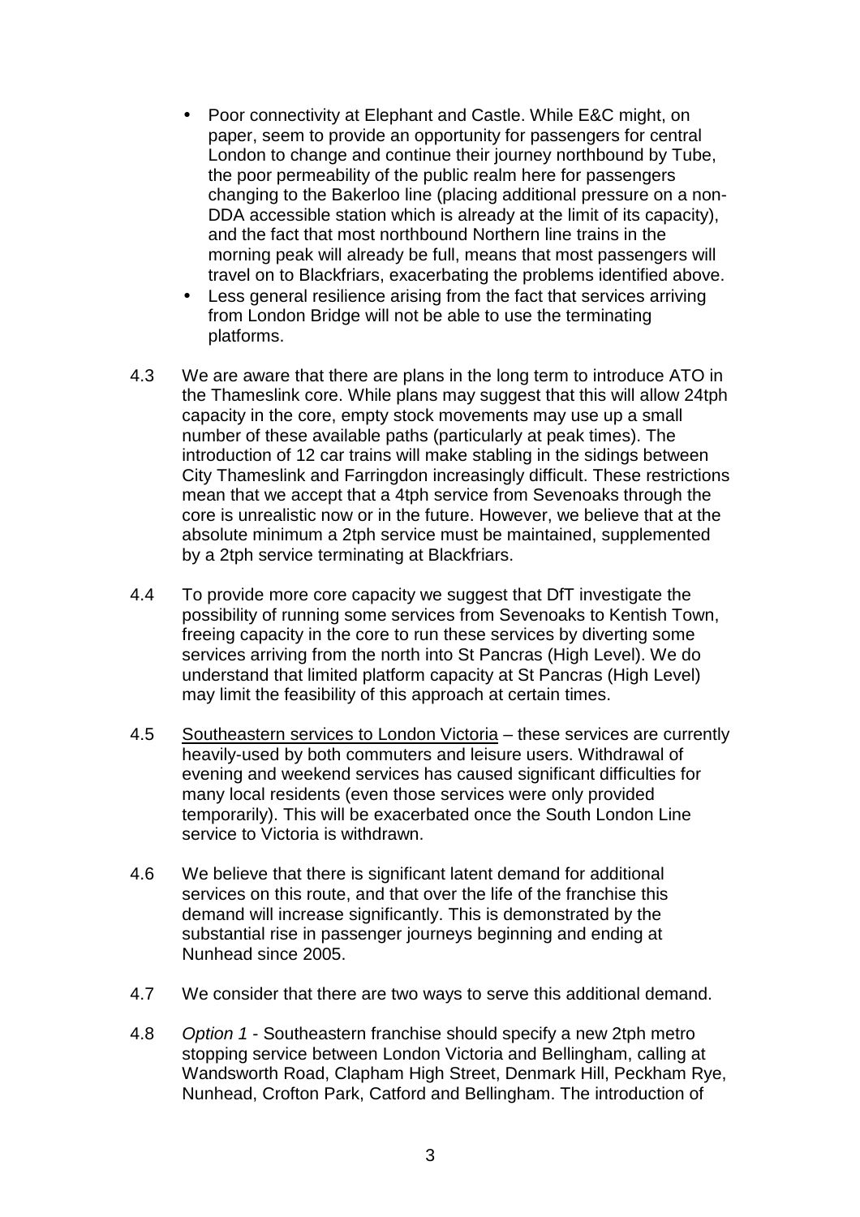- Poor connectivity at Elephant and Castle. While E&C might, on paper, seem to provide an opportunity for passengers for central London to change and continue their journey northbound by Tube, the poor permeability of the public realm here for passengers changing to the Bakerloo line (placing additional pressure on a non-DDA accessible station which is already at the limit of its capacity), and the fact that most northbound Northern line trains in the morning peak will already be full, means that most passengers will travel on to Blackfriars, exacerbating the problems identified above.
- Less general resilience arising from the fact that services arriving from London Bridge will not be able to use the terminating platforms.

4.3 We are aware that there are plans in the long term to introduce ATO in the Thameslink core. While plans may suggest that this will allow 24tph capacity in the core, empty stock movements may use up a small number of these available paths (particularly at peak times). The introduction of 12 car trains will make stabling in the sidings between City Thameslink and Farringdon increasingly difficult. These restrictions mean that we accept that a 4tph service from Sevenoaks through the core is unrealistic now or in the future. However, we believe that at the absolute minimum a 2tph service must be maintained, supplemented by a 2tph service terminating at Blackfriars.

4.4 To provide more core capacity we suggest that DfT investigate the possibility of running some services from Sevenoaks to Kentish Town, freeing capacity in the core to run these services by diverting some services arriving from the north into St Pancras (High Level). We do understand that limited platform capacity at St Pancras (High Level) may limit the feasibility of this approach at certain times.

4.5 <u>Southeastern services to London Victoria</u> – these services are currently heavily-used by both commuters and leisure users. Withdrawal of evening and weekend services has caused significant difficulties for many local residents (even those services were only provided temporarily). This will be exacerbated once the South London Line service to Victoria is withdrawn.

4.6 We believe that there is significant latent demand for additional services on this route, and that over the life of the franchise this demand will increase significantly. This is demonstrated by the substantial rise in passenger journeys beginning and ending at Nunhead since 2005.

4.7 We consider that there are two ways to serve this additional demand.

4.8 *Option 1* - Southeastern franchise should specify a new 2tph metro stopping service between London Victoria and Bellingham, calling at Wandsworth Road, Clapham High Street, Denmark Hill, Peckham Rye, Nunhead, Crofton Park, Catford and Bellingham. The introduction of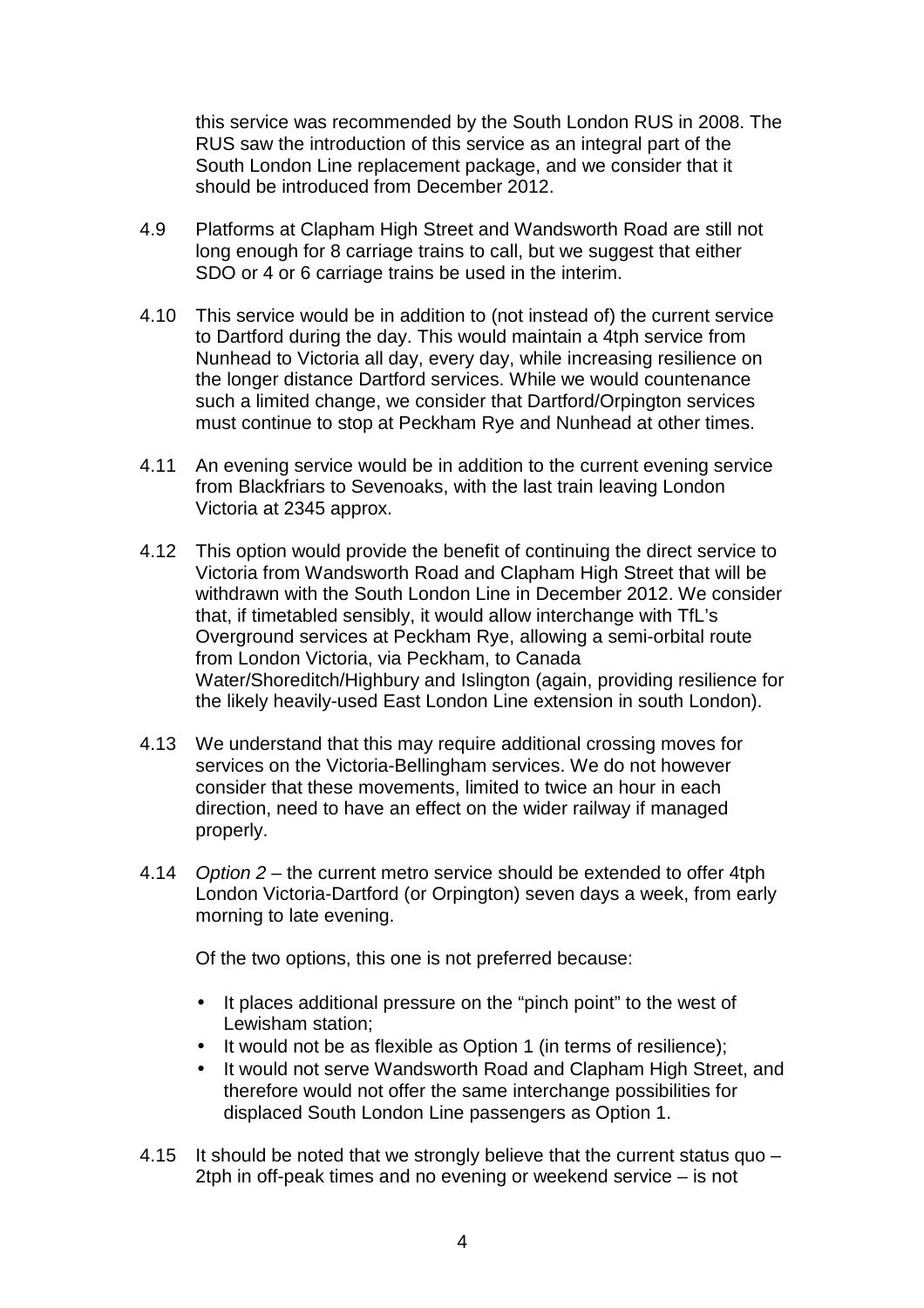this service was recommended by the South London RUS in 2008. The RUS saw the introduction of this service as an integral part of the South London Line replacement package, and we consider that it should be introduced from December 2012.

4.9 Platforms at Clapham High Street and Wandsworth Road are still not long enough for 8 carriage trains to call, but we suggest that either SDO or 4 or 6 carriage trains be used in the interim.

4.10 This service would be in addition to (not instead of) the current service to Dartford during the day. This would maintain a 4tph service from Nunhead to Victoria all day, every day, while increasing resilience on the longer distance Dartford services. While we would countenance such a limited change, we consider that Dartford/Orpington services must continue to stop at Peckham Rye and Nunhead at other times.

4.11 An evening service would be in addition to the current evening service from Blackfriars to Sevenoaks, with the last train leaving London Victoria at 2345 approx.

4.12 This option would provide the benefit of continuing the direct service to Victoria from Wandsworth Road and Clapham High Street that will be withdrawn with the South London Line in December 2012. We consider that, if timetabled sensibly, it would allow interchange with TfL's Overground services at Peckham Rye, allowing a semi-orbital route from London Victoria, via Peckham, to Canada Water/Shoreditch/Highbury and Islington (again, providing resilience for the likely heavily-used East London Line extension in south London).

4.13 We understand that this may require additional crossing moves for services on the Victoria-Bellingham services. We do not however consider that these movements, limited to twice an hour in each direction, need to have an effect on the wider railway if managed properly.

4.14 *Option 2* – the current metro service should be extended to offer 4tph London Victoria-Dartford (or Orpington) seven days a week, from early morning to late evening.

Of the two options, this one is not preferred because:

- It places additional pressure on the "pinch point" to the west of Lewisham station;
- It would not be as flexible as Option 1 (in terms of resilience);
- It would not serve Wandsworth Road and Clapham High Street, and therefore would not offer the same interchange possibilities for displaced South London Line passengers as Option 1.

4.15 It should be noted that we strongly believe that the current status quo – 2tph in off-peak times and no evening or weekend service – is not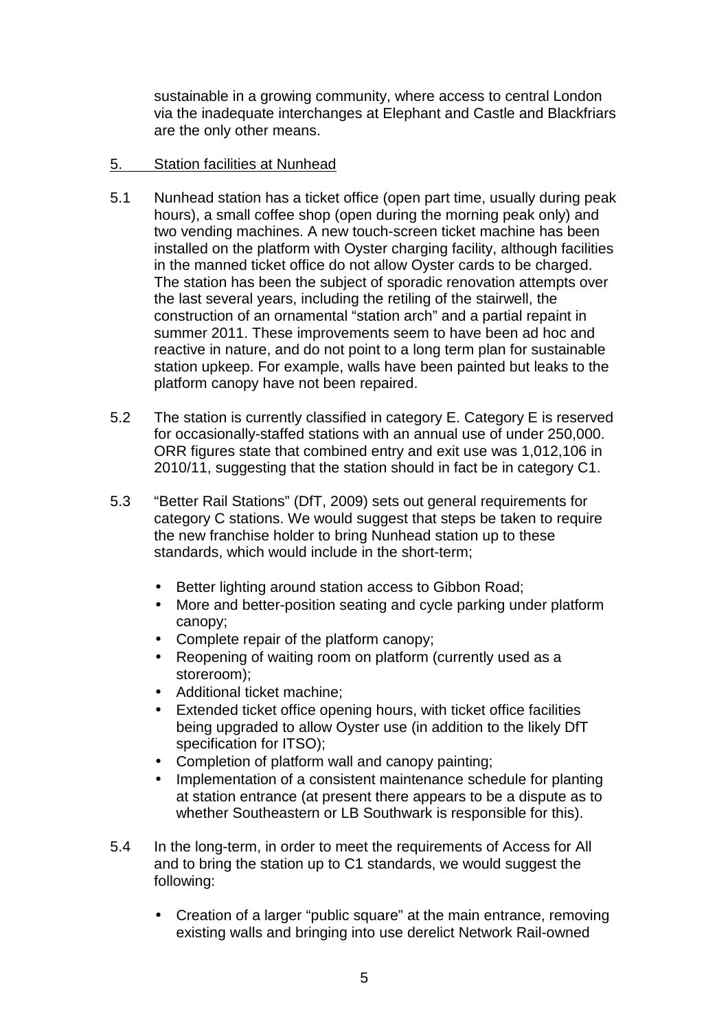sustainable in a growing community, where access to central London via the inadequate interchanges at Elephant and Castle and Blackfriars are the only other means.

## 5. Station facilities at Nunhead

5.1 Nunhead station has a ticket office (open part time, usually during peak hours), a small coffee shop (open during the morning peak only) and two vending machines. A new touch-screen ticket machine has been installed on the platform with Oyster charging facility, although facilities in the manned ticket office do not allow Oyster cards to be charged. The station has been the subject of sporadic renovation attempts over the last several years, including the retiling of the stairwell, the construction of an ornamental "station arch" and a partial repaint in summer 2011. These improvements seem to have been ad hoc and reactive in nature, and do not point to a long term plan for sustainable station upkeep. For example, walls have been painted but leaks to the platform canopy have not been repaired.

5.2 The station is currently classified in category E. Category E is reserved for occasionally-staffed stations with an annual use of under 250,000. ORR figures state that combined entry and exit use was 1,012,106 in 2010/11, suggesting that the station should in fact be in category C1.

5.3 "Better Rail Stations" (DfT, 2009) sets out general requirements for category C stations. We would suggest that steps be taken to require the new franchise holder to bring Nunhead station up to these standards, which would include in the short-term;

- Better lighting around station access to Gibbon Road;
- More and better-position seating and cycle parking under platform canopy;
- Complete repair of the platform canopy;
- Reopening of waiting room on platform (currently used as a storeroom);
- Additional ticket machine;
- Extended ticket office opening hours, with ticket office facilities being upgraded to allow Oyster use (in addition to the likely DfT specification for ITSO);
- Completion of platform wall and canopy painting;
- Implementation of a consistent maintenance schedule for planting at station entrance (at present there appears to be a dispute as to whether Southeastern or LB Southwark is responsible for this).

5.4 In the long-term, in order to meet the requirements of Access for All and to bring the station up to C1 standards, we would suggest the following:

- Creation of a larger "public square" at the main entrance, removing existing walls and bringing into use derelict Network Rail-owned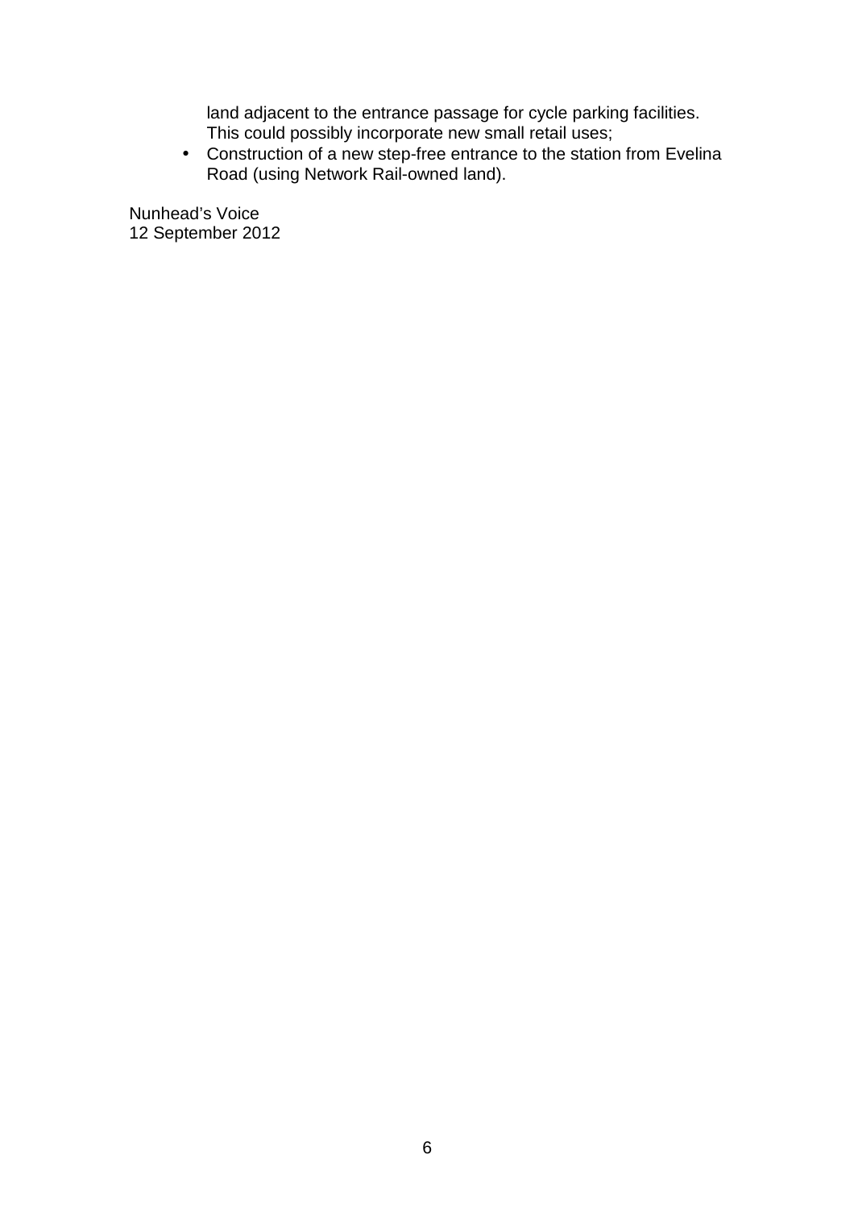land adjacent to the entrance passage for cycle parking facilities. This could possibly incorporate new small retail uses;

- Construction of a new step-free entrance to the station from Evelina Road (using Network Rail-owned land).

Nunhead's Voice
12 September 2012